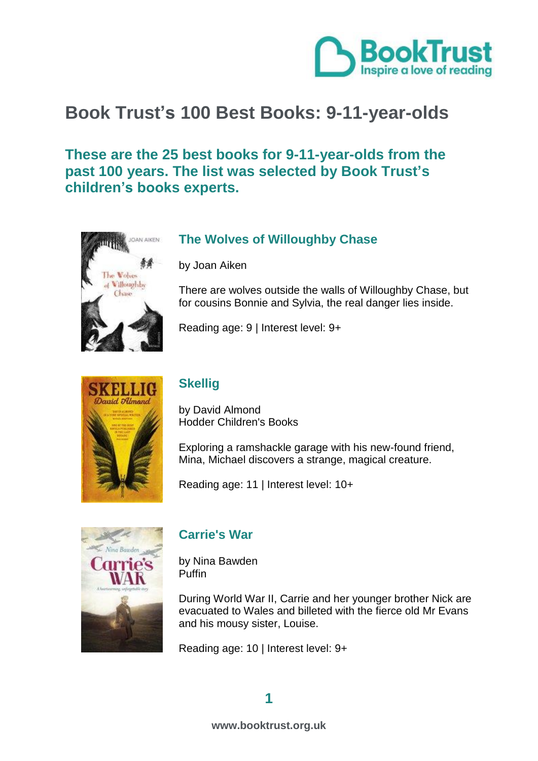# Book Trust's 100 Best Books: 9-11-year-olds

## These are the 25 best books for 9-11-year-olds from the past 100 years. The list was selected by Book Trust's children's books experts.

### The Wolves of Willoughby Chase

by Joan Aiken

There are wolves outside the walls of Willoughby Chase, but for cousins Bonnie and Sylvia, the real danger lies inside.

Reading age: 9 | Interest level: 9+

### Skellig

by David Almond
Hodder Children's Books

Exploring a ramshackle garage with his new-found friend, Mina, Michael discovers a strange, magical creature.

Reading age: 11 | Interest level: 10+

### Carrie's War

by Nina Bawden
Puffin

During World War II, Carrie and her younger brother Nick are evacuated to Wales and billeted with the fierce old Mr Evans and his mousy sister, Louise.

Reading age: 10 | Interest level: 9+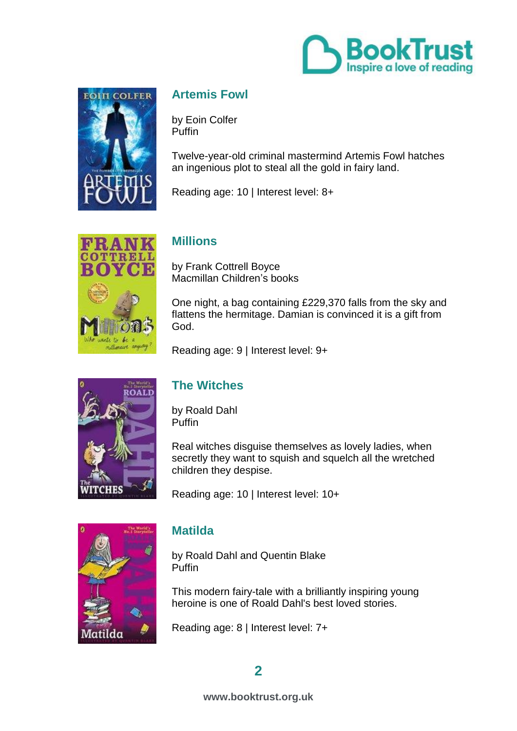## Artemis Fowl

by Eoin Colfer
Puffin

Twelve-year-old criminal mastermind Artemis Fowl hatches an ingenious plot to steal all the gold in fairy land.

Reading age: 10 | Interest level: 8+

## Millions

by Frank Cottrell Boyce
Macmillan Children's books

One night, a bag containing £229,370 falls from the sky and flattens the hermitage. Damian is convinced it is a gift from God.

Reading age: 9 | Interest level: 9+

## The Witches

by Roald Dahl
Puffin

Real witches disguise themselves as lovely ladies, when secretly they want to squish and squelch all the wretched children they despise.

Reading age: 10 | Interest level: 10+

## Matilda

by Roald Dahl and Quentin Blake
Puffin

This modern fairy-tale with a brilliantly inspiring young heroine is one of Roald Dahl's best loved stories.

Reading age: 8 | Interest level: 7+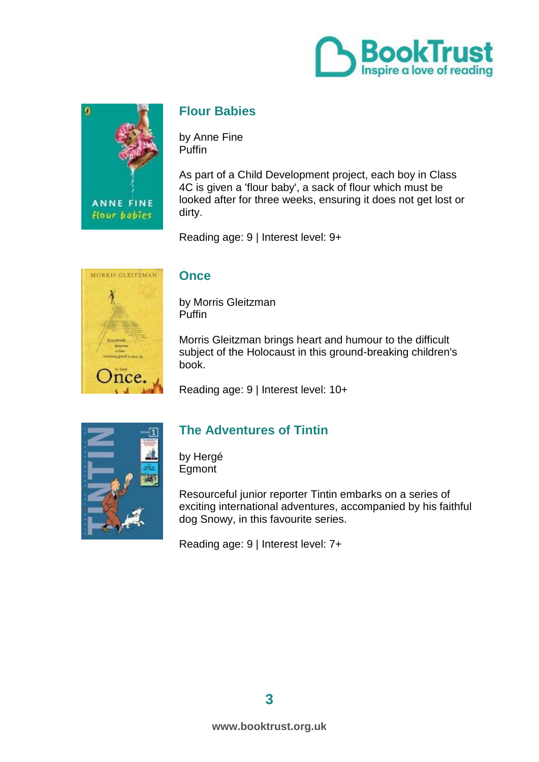## Flour Babies

by Anne Fine
Puffin

As part of a Child Development project, each boy in Class 4C is given a 'flour baby', a sack of flour which must be looked after for three weeks, ensuring it does not get lost or dirty.

Reading age: 9 | Interest level: 9+

## Once

by Morris Gleitzman
Puffin

Morris Gleitzman brings heart and humour to the difficult subject of the Holocaust in this ground-breaking children's book.

Reading age: 9 | Interest level: 10+

## The Adventures of Tintin

by Hergé
Egmont

Resourceful junior reporter Tintin embarks on a series of exciting international adventures, accompanied by his faithful dog Snowy, in this favourite series.

Reading age: 9 | Interest level: 7+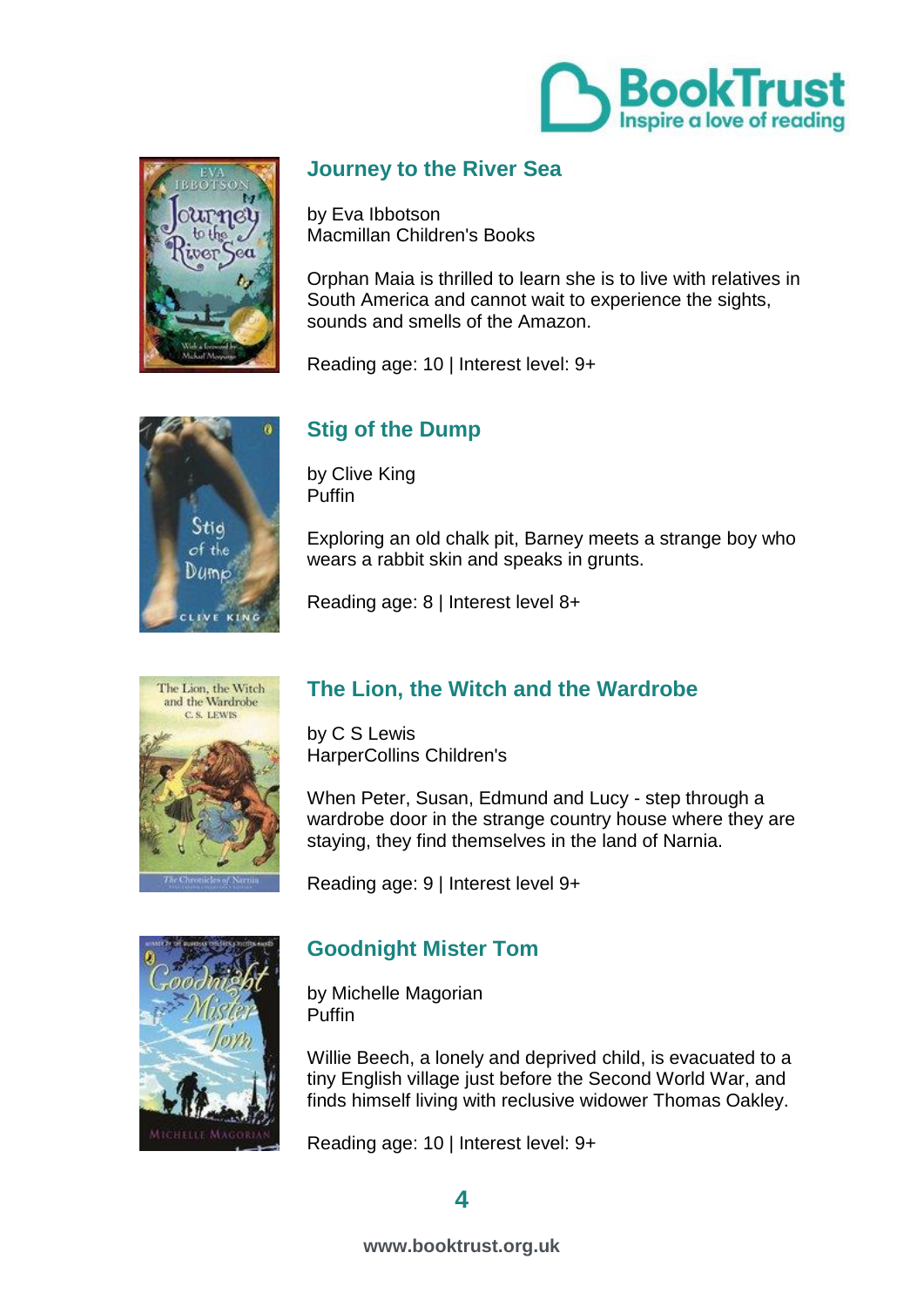## Journey to the River Sea

by Eva Ibbotson
Macmillan Children's Books

Orphan Maia is thrilled to learn she is to live with relatives in South America and cannot wait to experience the sights, sounds and smells of the Amazon.

Reading age: 10 | Interest level: 9+

## Stig of the Dump

by Clive King
Puffin

Exploring an old chalk pit, Barney meets a strange boy who wears a rabbit skin and speaks in grunts.

Reading age: 8 | Interest level 8+

## The Lion, the Witch and the Wardrobe

by C S Lewis
HarperCollins Children's

When Peter, Susan, Edmund and Lucy - step through a wardrobe door in the strange country house where they are staying, they find themselves in the land of Narnia.

Reading age: 9 | Interest level 9+

## Goodnight Mister Tom

by Michelle Magorian
Puffin

Willie Beech, a lonely and deprived child, is evacuated to a tiny English village just before the Second World War, and finds himself living with reclusive widower Thomas Oakley.

Reading age: 10 | Interest level: 9+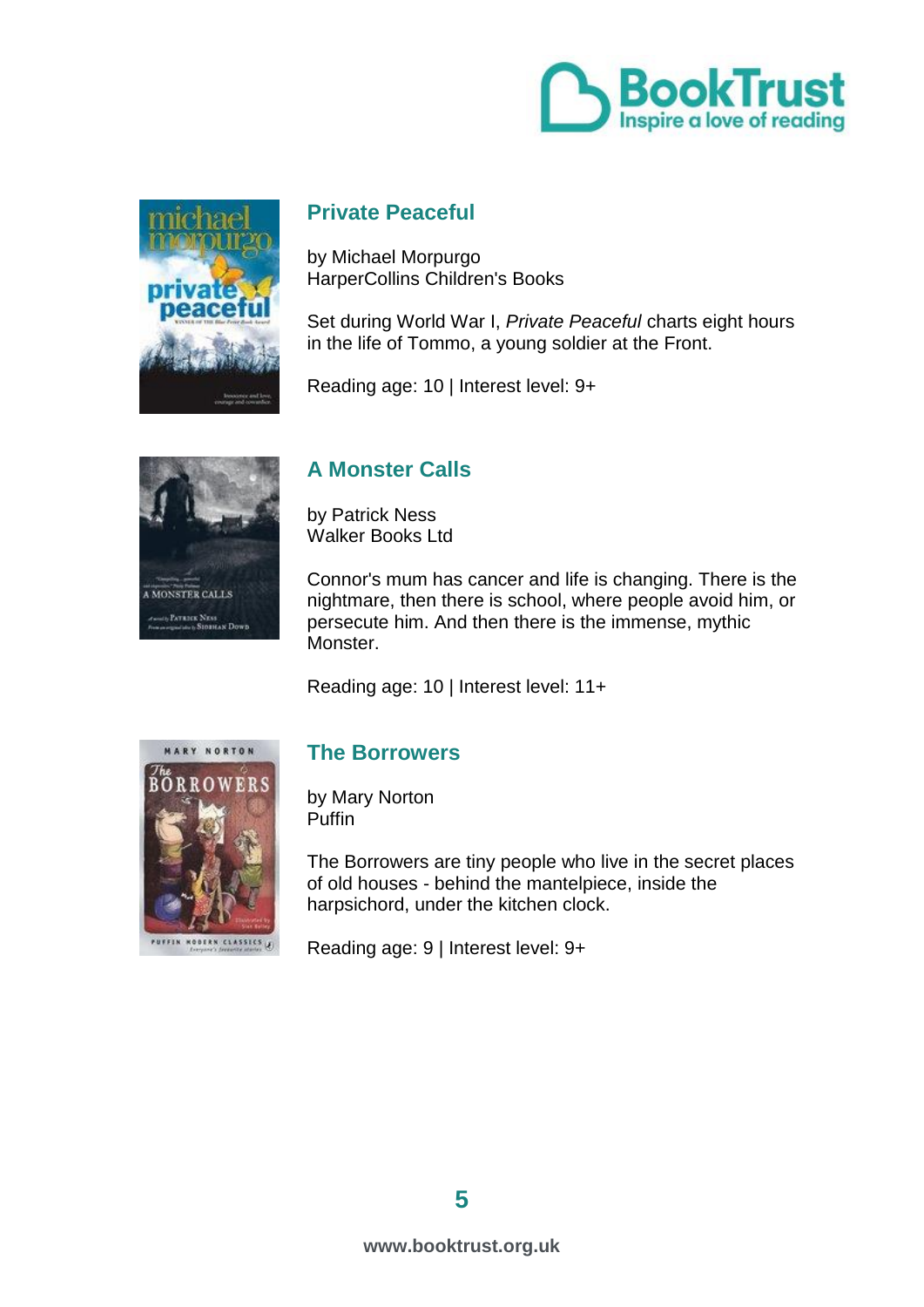## Private Peaceful

by Michael Morpurgo
HarperCollins Children's Books

Set during World War I, *Private Peaceful* charts eight hours in the life of Tommo, a young soldier at the Front.

Reading age: 10 | Interest level: 9+

## A Monster Calls

by Patrick Ness
Walker Books Ltd

Connor's mum has cancer and life is changing. There is the nightmare, then there is school, where people avoid him, or persecute him. And then there is the immense, mythic Monster.

Reading age: 10 | Interest level: 11+

## The Borrowers

by Mary Norton
Puffin

The Borrowers are tiny people who live in the secret places of old houses - behind the mantelpiece, inside the harpsichord, under the kitchen clock.

Reading age: 9 | Interest level: 9+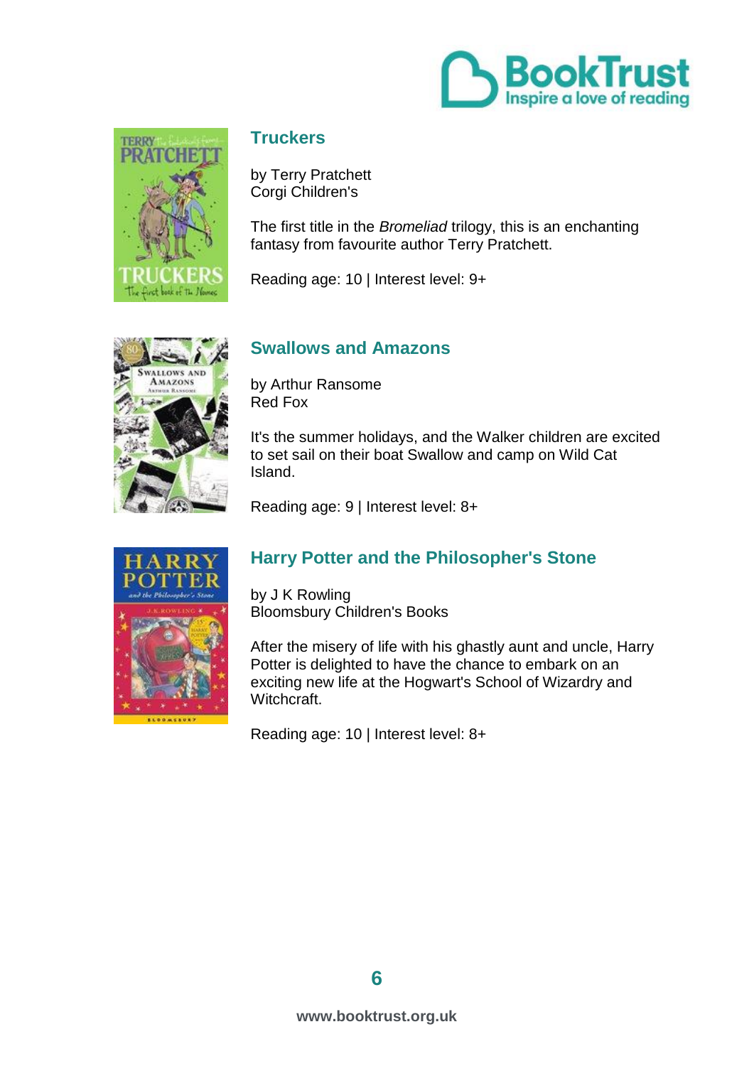## Truckers

by Terry Pratchett
Corgi Children's

The first title in the *Bromeliad* trilogy, this is an enchanting fantasy from favourite author Terry Pratchett.

Reading age: 10 | Interest level: 9+

## Swallows and Amazons

by Arthur Ransome
Red Fox

It's the summer holidays, and the Walker children are excited to set sail on their boat Swallow and camp on Wild Cat Island.

Reading age: 9 | Interest level: 8+

## Harry Potter and the Philosopher's Stone

by J K Rowling
Bloomsbury Children's Books

After the misery of life with his ghastly aunt and uncle, Harry Potter is delighted to have the chance to embark on an exciting new life at the Hogwart's School of Wizardry and Witchcraft.

Reading age: 10 | Interest level: 8+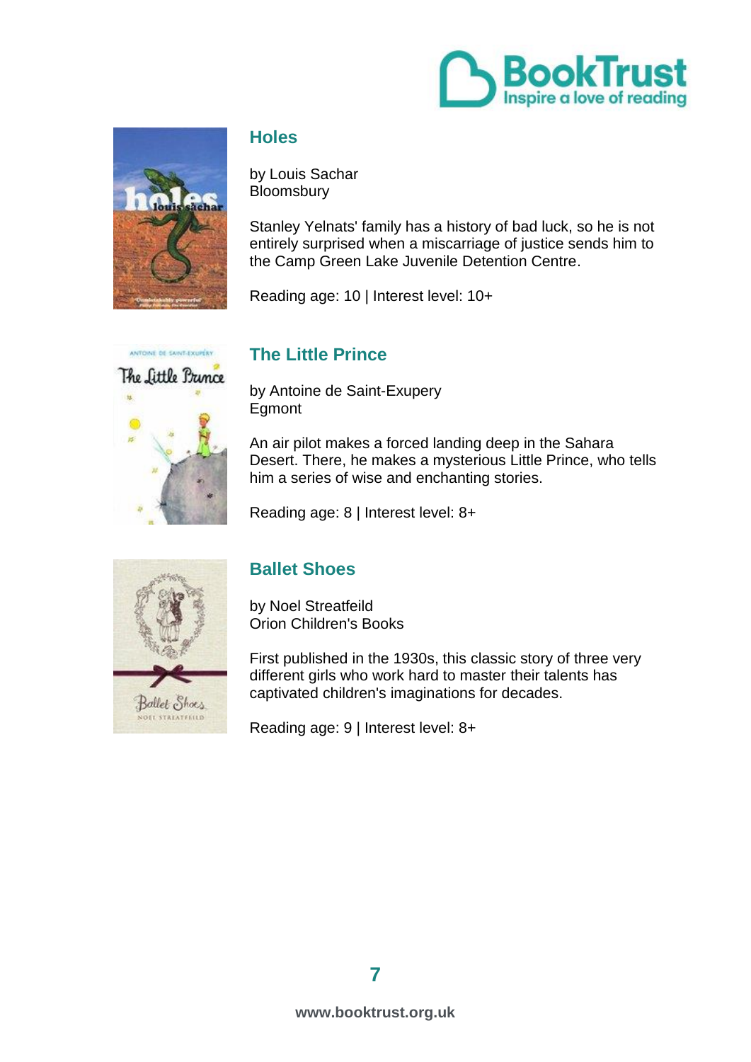## Holes

by Louis Sachar
Bloomsbury

Stanley Yelnats' family has a history of bad luck, so he is not entirely surprised when a miscarriage of justice sends him to the Camp Green Lake Juvenile Detention Centre.

Reading age: 10 | Interest level: 10+

## The Little Prince

by Antoine de Saint-Exupery
Egmont

An air pilot makes a forced landing deep in the Sahara Desert. There, he makes a mysterious Little Prince, who tells him a series of wise and enchanting stories.

Reading age: 8 | Interest level: 8+

## Ballet Shoes

by Noel Streatfeild
Orion Children's Books

First published in the 1930s, this classic story of three very different girls who work hard to master their talents has captivated children's imaginations for decades.

Reading age: 9 | Interest level: 8+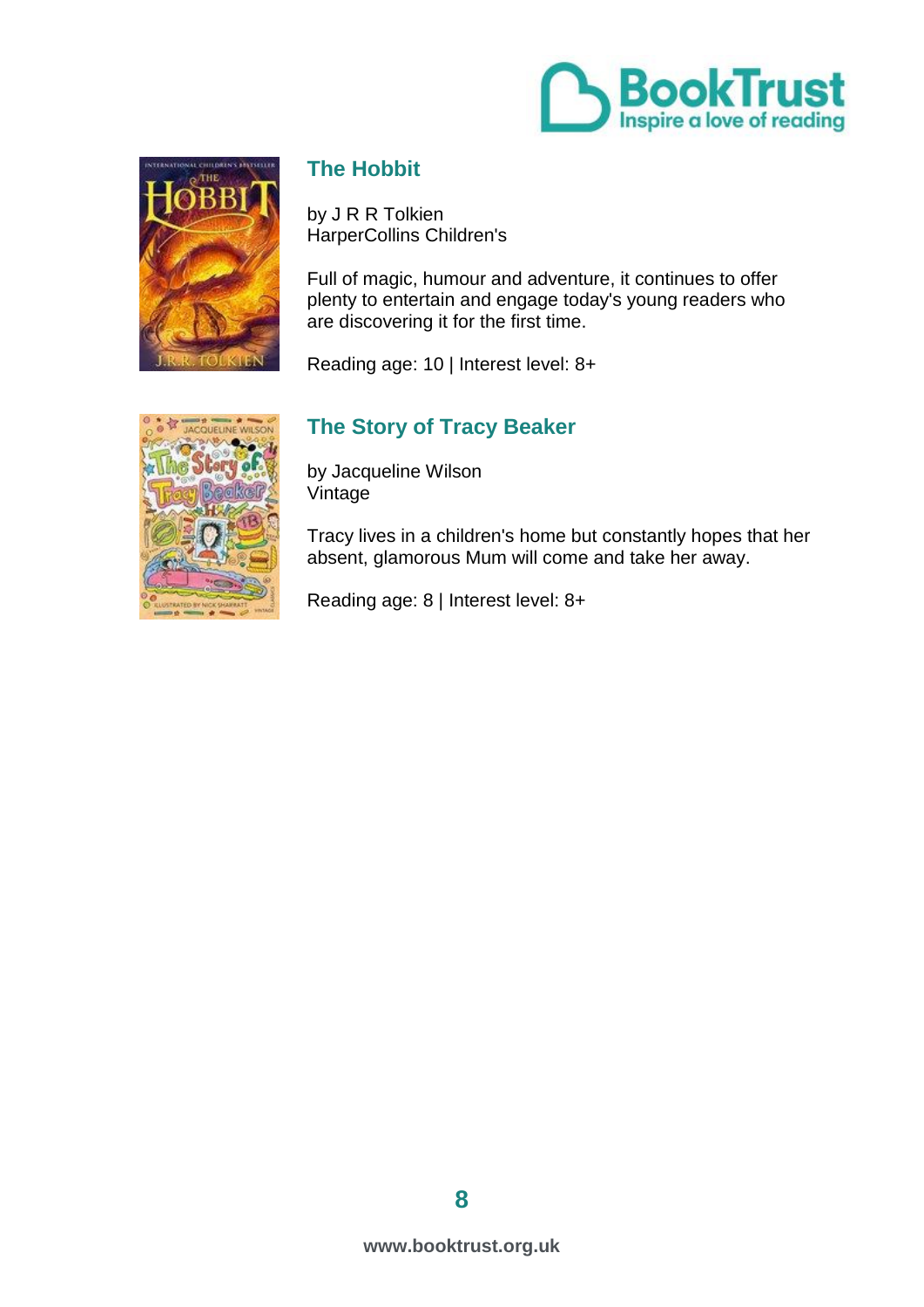## The Hobbit

by J R R Tolkien
HarperCollins Children's

Full of magic, humour and adventure, it continues to offer plenty to entertain and engage today's young readers who are discovering it for the first time.

Reading age: 10 | Interest level: 8+

## The Story of Tracy Beaker

by Jacqueline Wilson
Vintage

Tracy lives in a children's home but constantly hopes that her absent, glamorous Mum will come and take her away.

Reading age: 8 | Interest level: 8+